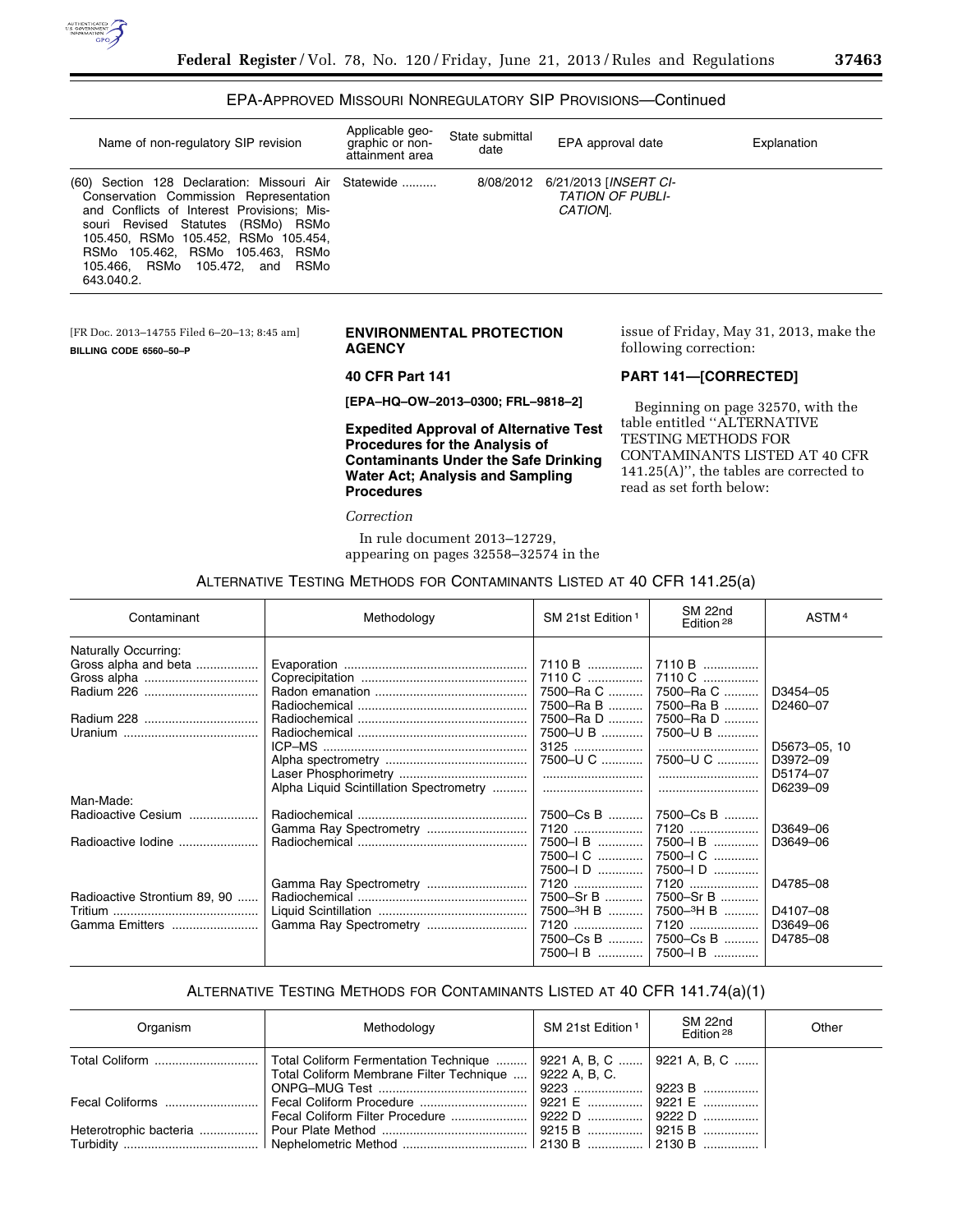EPA-APPROVED MISSOURI NONREGULATORY SIP PROVISIONS—Continued

| Name of non-regulatory SIP revision | Applicable geographic or non-attainment area | State submittal date | EPA approval date | Explanation |
|---|---|---|---|---|
| (60) Section 128 Declaration: Missouri Air Conservation Commission Representation and Conflicts of Interest Provisions; Missouri Revised Statutes (RSMo) RSMo 105.450, RSMo 105.452, RSMo 105.454, RSMo 105.462, RSMo 105.463, RSMo 105.466, RSMo 105.472, and RSMo 643.040.2. | Statewide | 8/08/2012 | 6/21/2013 [*INSERT CITATION OF PUBLICATION*]. | |

[FR Doc. 2013–14755 Filed 6–20–13; 8:45 am]

**BILLING CODE 6560–50–P**

## ENVIRONMENTAL PROTECTION AGENCY

### 40 CFR Part 141

**[EPA–HQ–OW–2013–0300; FRL–9818–2]**

### Expedited Approval of Alternative Test Procedures for the Analysis of Contaminants Under the Safe Drinking Water Act; Analysis and Sampling Procedures

*Correction*

In rule document 2013–12729, appearing on pages 32558–32574 in the issue of Friday, May 31, 2013, make the following correction:

### PART 141—[CORRECTED]

Beginning on page 32570, with the table entitled ''ALTERNATIVE TESTING METHODS FOR CONTAMINANTS LISTED AT 40 CFR 141.25(A)'', the tables are corrected to read as set forth below:

ALTERNATIVE TESTING METHODS FOR CONTAMINANTS LISTED AT 40 CFR 141.25(a)

| Contaminant | Methodology | SM 21st Edition [1] | SM 22nd Edition [28] | ASTM [4] |
|---|---|---|---|---|
| Naturally Occurring: | | | | |
| Gross alpha and beta | Evaporation | 7110 B | 7110 B | |
| Gross alpha | Coprecipitation | 7110 C | 7110 C | |
| Radium 226 | Radon emanation | 7500–Ra C | 7500–Ra C | D3454–05 |
| | Radiochemical | 7500–Ra B | 7500–Ra B | D2460–07 |
| Radium 228 | Radiochemical | 7500–Ra D | 7500–Ra D | |
| Uranium | Radiochemical | 7500–U B | 7500–U B | |
| | ICP–MS | 3125 | | D5673–05, 10 |
| | Alpha spectrometry | 7500–U C | 7500–U C | D3972–09 |
| | Laser Phosphorimetry | | | D5174–07 |
| | Alpha Liquid Scintillation Spectrometry | | | D6239–09 |
| Man-Made: | | | | |
| Radioactive Cesium | Radiochemical | 7500–Cs B | 7500–Cs B | |
| | Gamma Ray Spectrometry | 7120 | 7120 | D3649–06 |
| Radioactive Iodine | Radiochemical | 7500–I B | 7500–I B | D3649–06 |
| | | 7500–I C | 7500–I C | |
| | | 7500–I D | 7500–I D | |
| | Gamma Ray Spectrometry | 7120 | 7120 | D4785–08 |
| Radioactive Strontium 89, 90 | Radiochemical | 7500–Sr B | 7500–Sr B | |
| Tritium | Liquid Scintillation | 7500–$^{3}$H B | 7500–$^{3}$H B | D4107–08 |
| Gamma Emitters | Gamma Ray Spectrometry | 7120 | 7120 | D3649–06 |
| | | 7500–Cs B | 7500–Cs B | D4785–08 |
| | | 7500–I B | 7500–I B | |

ALTERNATIVE TESTING METHODS FOR CONTAMINANTS LISTED AT 40 CFR 141.74(a)(1)

| Organism | Methodology | SM 21st Edition [1] | SM 22nd Edition [28] | Other |
|---|---|---|---|---|
| Total Coliform | Total Coliform Fermentation Technique | 9221 A, B, C | 9221 A, B, C | |
| | Total Coliform Membrane Filter Technique | 9222 A, B, C. | | |
| | ONPG–MUG Test | 9223 | 9223 B | |
| Fecal Coliforms | Fecal Coliform Procedure | 9221 E | 9221 E | |
| | Fecal Coliform Filter Procedure | 9222 D | 9222 D | |
| Heterotrophic bacteria | Pour Plate Method | 9215 B | 9215 B | |
| Turbidity | Nephelometric Method | 2130 B | 2130 B | |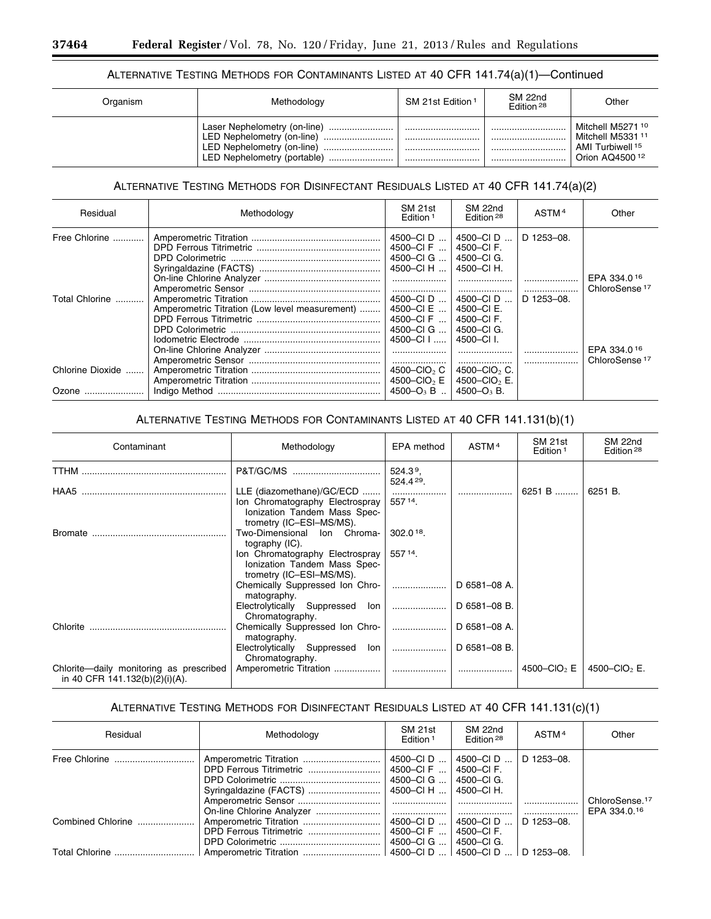### ALTERNATIVE TESTING METHODS FOR CONTAMINANTS LISTED AT 40 CFR 141.74(a)(1)—Continued

| Organism | Methodology | SM 21st Edition [1] | SM 22nd Edition [28] | Other |
|---|---|---|---|---|
| | Laser Nephelometry (on-line) | | | Mitchell M5271 [10] |
| | LED Nephelometry (on-line) | | | Mitchell M5331 [11] |
| | LED Nephelometry (on-line) | | | AMI Turbiwell [15] |
| | LED Nephelometry (portable) | | | Orion AQ4500 [12] |

### ALTERNATIVE TESTING METHODS FOR DISINFECTANT RESIDUALS LISTED AT 40 CFR 141.74(a)(2)

| Residual | Methodology | SM 21st Edition [1] | SM 22nd Edition [28] | ASTM [4] | Other |
|---|---|---|---|---|---|
| Free Chlorine | Amperometric Titration | 4500–Cl D | 4500–Cl D | D 1253–08. | |
| | DPD Ferrous Titrimetric | 4500–Cl F | 4500–Cl F. | | |
| | DPD Colorimetric | 4500–Cl G | 4500–Cl G. | | |
| | Syringaldazine (FACTS) | 4500–Cl H | 4500–Cl H. | | |
| | On-line Chlorine Analyzer | | | | EPA 334.0 [16] |
| | Amperometric Sensor | | | | ChloroSense [17] |
| Total Chlorine | Amperometric Titration | 4500–Cl D | 4500–Cl D | D 1253–08. | |
| | Amperometric Titration (Low level measurement) | 4500–Cl E | 4500–Cl E. | | |
| | DPD Ferrous Titrimetric | 4500–Cl F | 4500–Cl F. | | |
| | DPD Colorimetric | 4500–Cl G | 4500–Cl G. | | |
| | Iodometric Electrode | 4500–Cl I | 4500–Cl I. | | |
| | On-line Chlorine Analyzer | | | | EPA 334.0 [16] |
| | Amperometric Sensor | | | | ChloroSense [17] |
| Chlorine Dioxide | Amperometric Titration | 4500–$ClO_2$ C | 4500–$ClO_2$ C. | | |
| | Amperometric Titration | 4500–$ClO_2$ E | 4500–$ClO_2$ E. | | |
| Ozone | Indigo Method | 4500–$O_3$ B | 4500–$O_3$ B. | | |

### ALTERNATIVE TESTING METHODS FOR CONTAMINANTS LISTED AT 40 CFR 141.131(b)(1)

| Contaminant | Methodology | EPA method | ASTM [4] | SM 21st Edition [1] | SM 22nd Edition [28] |
|---|---|---|---|---|---|
| TTHM | P&T/GC/MS | 524.3 [9], 524.4 [29]. | | | |
| HAA5 | LLE (diazomethane)/GC/ECD | | | 6251 B | 6251 B. |
| | Ion Chromatography Electrospray Ionization Tandem Mass Spectrometry (IC–ESI–MS/MS). | 557 [14]. | | | |
| Bromate | Two-Dimensional Ion Chromatography (IC). | 302.0 [18]. | | | |
| | Ion Chromatography Electrospray Ionization Tandem Mass Spectrometry (IC–ESI–MS/MS). | 557 [14]. | | | |
| | Chemically Suppressed Ion Chromatography. | | D 6581–08 A. | | |
| | Electrolytically Suppressed Ion Chromatography. | | D 6581–08 B. | | |
| Chlorite | Chemically Suppressed Ion Chromatography. | | D 6581–08 A. | | |
| | Electrolytically Suppressed Ion Chromatography. | | D 6581–08 B. | | |
| Chlorite—daily monitoring as prescribed in 40 CFR 141.132(b)(2)(i)(A). | Amperometric Titration | | | 4500–$ClO_2$ E | 4500–$ClO_2$ E. |

### ALTERNATIVE TESTING METHODS FOR DISINFECTANT RESIDUALS LISTED AT 40 CFR 141.131(c)(1)

| Residual | Methodology | SM 21st Edition [1] | SM 22nd Edition [28] | ASTM [4] | Other |
|---|---|---|---|---|---|
| Free Chlorine | Amperometric Titration | 4500–Cl D | 4500–Cl D | D 1253–08. | |
| | DPD Ferrous Titrimetric | 4500–Cl F | 4500–Cl F. | | |
| | DPD Colorimetric | 4500–Cl G | 4500–Cl G. | | |
| | Syringaldazine (FACTS) | 4500–Cl H | 4500–Cl H. | | |
| | Amperometric Sensor | | | | ChloroSense. [17] |
| | On-line Chlorine Analyzer | | | | EPA 334.0. [16] |
| Combined Chlorine | Amperometric Titration | 4500–Cl D | 4500–Cl D | D 1253–08. | |
| | DPD Ferrous Titrimetric | 4500–Cl F | 4500–Cl F. | | |
| | DPD Colorimetric | 4500–Cl G | 4500–Cl G. | | |
| Total Chlorine | Amperometric Titration | 4500–Cl D | 4500–Cl D | D 1253–08. | |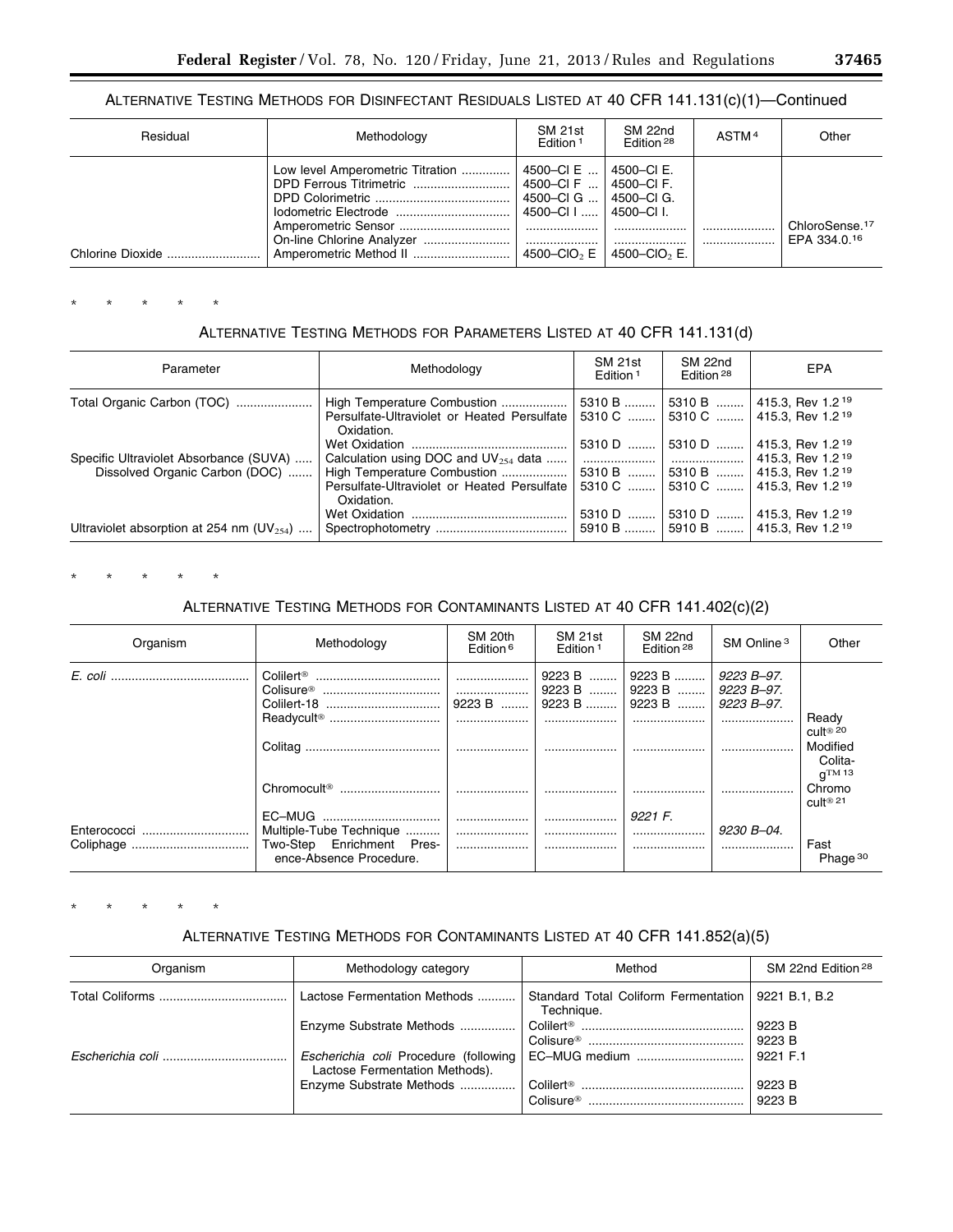ALTERNATIVE TESTING METHODS FOR DISINFECTANT RESIDUALS LISTED AT 40 CFR 141.131(c)(1)—Continued

| Residual | Methodology | SM 21st Edition [1] | SM 22nd Edition [28] | ASTM [4] | Other |
|---|---|---|---|---|---|
| | Low level Amperometric Titration | 4500–Cl E | 4500–Cl E. | | |
| | DPD Ferrous Titrimetric | 4500–Cl F | 4500–Cl F. | | |
| | DPD Colorimetric | 4500–Cl G | 4500–Cl G. | | |
| | Iodometric Electrode | 4500–Cl I | 4500–Cl I. | | |
| | Amperometric Sensor | | | | ChloroSense.[17] |
| | On-line Chlorine Analyzer | | | | EPA 334.0.[16] |
| Chlorine Dioxide | Amperometric Method II | 4500–$ClO_2$ E | 4500–$ClO_2$ E. | | |

\* \* \* \* \*

ALTERNATIVE TESTING METHODS FOR PARAMETERS LISTED AT 40 CFR 141.131(d)

| Parameter | Methodology | SM 21st Edition [1] | SM 22nd Edition [28] | EPA |
|---|---|---|---|---|
| Total Organic Carbon (TOC) | High Temperature Combustion | 5310 B | 5310 B | 415.3, Rev 1.2 [19] |
| | Persulfate-Ultraviolet or Heated Persulfate Oxidation. | 5310 C | 5310 C | 415.3, Rev 1.2 [19] |
| | Wet Oxidation | 5310 D | 5310 D | 415.3, Rev 1.2 [19] |
| Specific Ultraviolet Absorbance (SUVA) | Calculation using DOC and $UV_{254}$ data | | | 415.3, Rev 1.2 [19] |
| Dissolved Organic Carbon (DOC) | High Temperature Combustion | 5310 B | 5310 B | 415.3, Rev 1.2 [19] |
| | Persulfate-Ultraviolet or Heated Persulfate Oxidation. | 5310 C | 5310 C | 415.3, Rev 1.2 [19] |
| | Wet Oxidation | 5310 D | 5310 D | 415.3, Rev 1.2 [19] |
| Ultraviolet absorption at 254 nm ($UV_{254}$) | Spectrophotometry | 5910 B | 5910 B | 415.3, Rev 1.2 [19] |

\* \* \* \* \*

ALTERNATIVE TESTING METHODS FOR CONTAMINANTS LISTED AT 40 CFR 141.402(c)(2)

| Organism | Methodology | SM 20th Edition [6] | SM 21st Edition [1] | SM 22nd Edition [28] | SM Online [3] | Other |
|---|---|---|---|---|---|---|
| *E. coli* | Colilert® | | 9223 B | 9223 B | *9223 B–97.* | |
| | Colisure® | | 9223 B | 9223 B | *9223 B–97.* | |
| | Colilert-18 | 9223 B | 9223 B | 9223 B | *9223 B–97.* | |
| | Readycult® | | | | | Ready cult® [20] |
| | Colitag | | | | | Modified Colitag™ [13] |
| | Chromocult® | | | | | Chromo cult® [21] |
| | EC–MUG | | | *9221 F.* | | |
| Enterococci | Multiple-Tube Technique | | | | *9230 B–04.* | |
| Coliphage | Two-Step Enrichment Presence-Absence Procedure. | | | | | Fast Phage [30] |

\* \* \* \* \*

ALTERNATIVE TESTING METHODS FOR CONTAMINANTS LISTED AT 40 CFR 141.852(a)(5)

| Organism | Methodology category | Method | SM 22nd Edition [28] |
|---|---|---|---|
| Total Coliforms | Lactose Fermentation Methods | Standard Total Coliform Fermentation Technique. | 9221 B.1, B.2 |
| | Enzyme Substrate Methods | Colilert® | 9223 B |
| | | Colisure® | 9223 B |
| *Escherichia coli* | *Escherichia coli* Procedure (following Lactose Fermentation Methods). | EC–MUG medium | 9221 F.1 |
| | Enzyme Substrate Methods | Colilert® | 9223 B |
| | | Colisure® | 9223 B |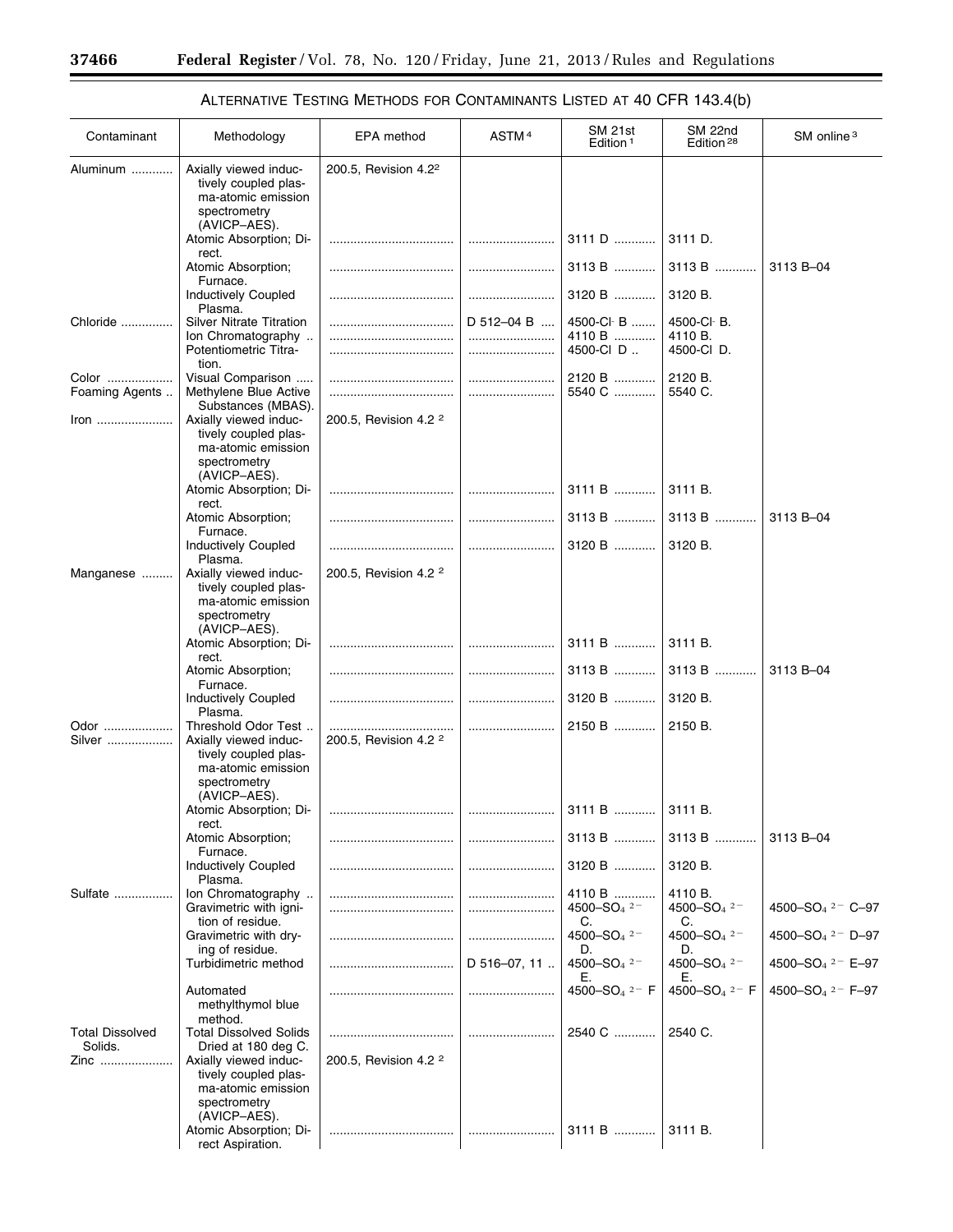## ALTERNATIVE TESTING METHODS FOR CONTAMINANTS LISTED AT 40 CFR 143.4(b)

| Contaminant | Methodology | EPA method | ASTM [4] | SM 21st Edition [1] | SM 22nd Edition [28] | SM online [3] |
|---|---|---|---|---|---|---|
| Aluminum | Axially viewed inductively coupled plasma-atomic emission spectrometry (AVICP–AES). | 200.5, Revision 4.2 [2] | | | | |
| | Atomic Absorption; Direct. | | | 3111 D | 3111 D. | |
| | Atomic Absorption; Furnace. | | | 3113 B | 3113 B | 3113 B–04 |
| | Inductively Coupled Plasma. | | | 3120 B | 3120 B. | |
| Chloride | Silver Nitrate Titration | | D 512–04 B | 4500-Cl⁻ B | 4500-Cl⁻ B. | |
| | Ion Chromatography | | | 4110 B | 4110 B. | |
| | Potentiometric Titration. | | | 4500-Cl D | 4500-Cl D. | |
| Color | Visual Comparison | | | 2120 B | 2120 B. | |
| Foaming Agents | Methylene Blue Active Substances (MBAS). | | | 5540 C | 5540 C. | |
| Iron | Axially viewed inductively coupled plasma-atomic emission spectrometry (AVICP–AES). | 200.5, Revision 4.2 [2] | | | | |
| | Atomic Absorption; Direct. | | | 3111 B | 3111 B. | |
| | Atomic Absorption; Furnace. | | | 3113 B | 3113 B | 3113 B–04 |
| | Inductively Coupled Plasma. | | | 3120 B | 3120 B. | |
| Manganese | Axially viewed inductively coupled plasma-atomic emission spectrometry (AVICP–AES). | 200.5, Revision 4.2 [2] | | | | |
| | Atomic Absorption; Direct. | | | 3111 B | 3111 B. | |
| | Atomic Absorption; Furnace. | | | 3113 B | 3113 B | 3113 B–04 |
| | Inductively Coupled Plasma. | | | 3120 B | 3120 B. | |
| Odor | Threshold Odor Test | | | 2150 B | 2150 B. | |
| Silver | Axially viewed inductively coupled plasma-atomic emission spectrometry (AVICP–AES). | 200.5, Revision 4.2 [2] | | | | |
| | Atomic Absorption; Direct. | | | 3111 B | 3111 B. | |
| | Atomic Absorption; Furnace. | | | 3113 B | 3113 B | 3113 B–04 |
| | Inductively Coupled Plasma. | | | 3120 B | 3120 B. | |
| Sulfate | Ion Chromatography | | | 4110 B | 4110 B. | |
| | Gravimetric with ignition of residue. | | | 4500–$SO_4^{2-}$ C. | 4500–$SO_4^{2-}$ C. | 4500–$SO_4^{2-}$ C–97 |
| | Gravimetric with drying of residue. | | | 4500–$SO_4^{2-}$ D. | 4500–$SO_4^{2-}$ D. | 4500–$SO_4^{2-}$ D–97 |
| | Turbidimetric method | | D 516–07, 11 | 4500–$SO_4^{2-}$ E. | 4500–$SO_4^{2-}$ E. | 4500–$SO_4^{2-}$ E–97 |
| | Automated methylthymol blue method. | | | 4500–$SO_4^{2-}$ F | 4500–$SO_4^{2-}$ F | 4500–$SO_4^{2-}$ F–97 |
| Total Dissolved Solids. | Total Dissolved Solids Dried at 180 deg C. | | | 2540 C | 2540 C. | |
| Zinc | Axially viewed inductively coupled plasma-atomic emission spectrometry (AVICP–AES). | 200.5, Revision 4.2 [2] | | | | |
| | Atomic Absorption; Direct Aspiration. | | | 3111 B | 3111 B. | |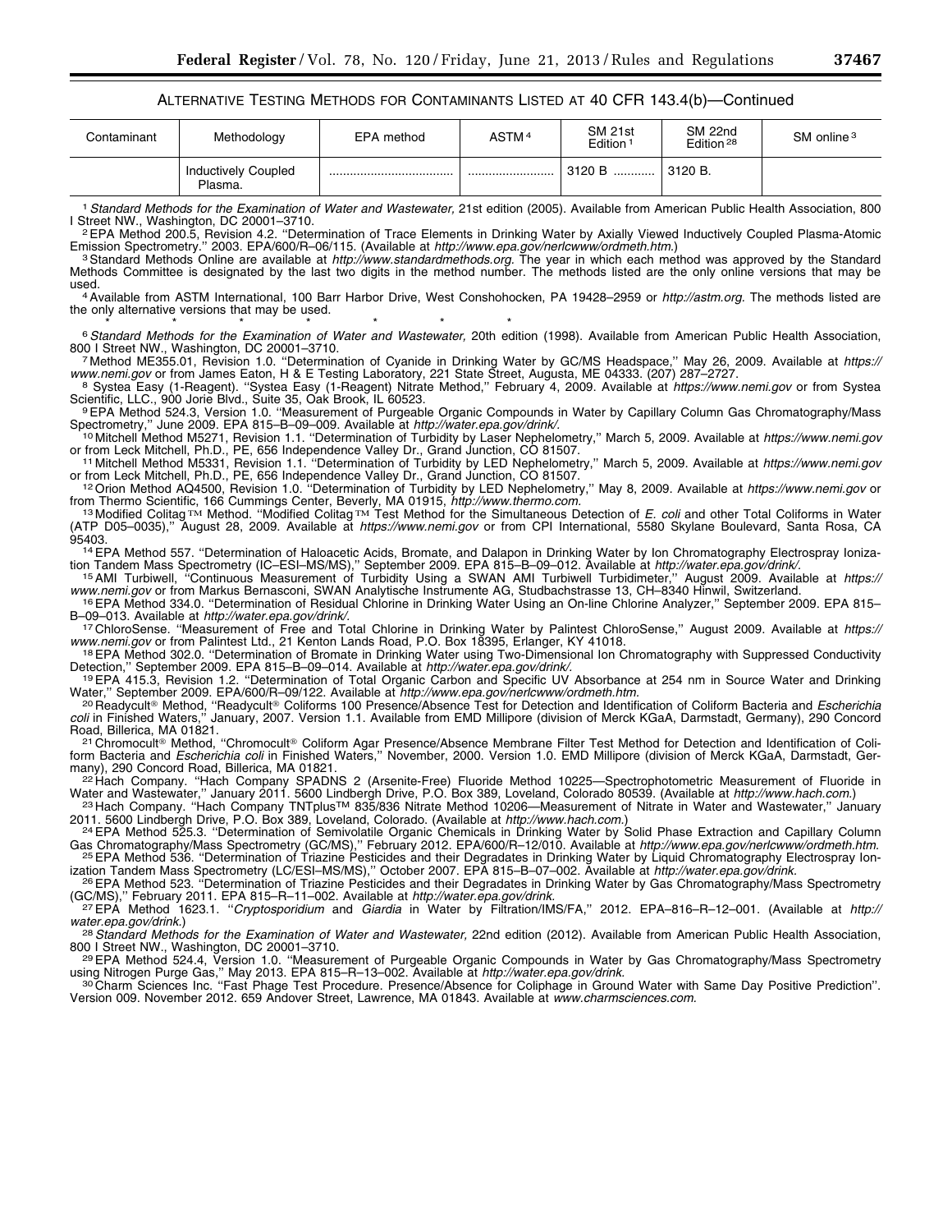ALTERNATIVE TESTING METHODS FOR CONTAMINANTS LISTED AT 40 CFR 143.4(b)—Continued

| Contaminant | Methodology | EPA method | ASTM[4] | SM 21st Edition[1] | SM 22nd Edition[28] | SM online[3] |
|---|---|---|---|---|---|---|
| | Inductively Coupled Plasma. | ................................... | ......................... | 3120 B ............ | 3120 B. | |

[1] *Standard Methods for the Examination of Water and Wastewater,* 21st edition (2005). Available from American Public Health Association, 800 I Street NW., Washington, DC 20001–3710.

[2] EPA Method 200.5, Revision 4.2. ''Determination of Trace Elements in Drinking Water by Axially Viewed Inductively Coupled Plasma-Atomic Emission Spectrometry.'' 2003. EPA/600/R–06/115. (Available at *http://www.epa.gov/nerlcwww/ordmeth.htm.*)

[3] Standard Methods Online are available at *http://www.standardmethods.org.* The year in which each method was approved by the Standard Methods Committee is designated by the last two digits in the method number. The methods listed are the only online versions that may be used.

[4] Available from ASTM International, 100 Barr Harbor Drive, West Conshohocken, PA 19428–2959 or *http://astm.org.* The methods listed are the only alternative versions that may be used.

\* \* \* \* \* \* \*

[6] *Standard Methods for the Examination of Water and Wastewater,* 20th edition (1998). Available from American Public Health Association, 800 I Street NW., Washington, DC 20001–3710.

[7] Method ME355.01, Revision 1.0. ''Determination of Cyanide in Drinking Water by GC/MS Headspace,'' May 26, 2009. Available at *https://www.nemi.gov* or from James Eaton, H & E Testing Laboratory, 221 State Street, Augusta, ME 04333. (207) 287–2727.

[8] Systea Easy (1-Reagent). ''Systea Easy (1-Reagent) Nitrate Method,'' February 4, 2009. Available at *https://www.nemi.gov* or from Systea Scientific, LLC., 900 Jorie Blvd., Suite 35, Oak Brook, IL 60523.

[9] EPA Method 524.3, Version 1.0. ''Measurement of Purgeable Organic Compounds in Water by Capillary Column Gas Chromatography/Mass Spectrometry,'' June 2009. EPA 815–B–09–009. Available at *http://water.epa.gov/drink/.*

[10] Mitchell Method M5271, Revision 1.1. ''Determination of Turbidity by Laser Nephelometry,'' March 5, 2009. Available at *https://www.nemi.gov* or from Leck Mitchell, Ph.D., PE, 656 Independence Valley Dr., Grand Junction, CO 81507.

[11] Mitchell Method M5331, Revision 1.1. ''Determination of Turbidity by LED Nephelometry,'' March 5, 2009. Available at *https://www.nemi.gov* or from Leck Mitchell, Ph.D., PE, 656 Independence Valley Dr., Grand Junction, CO 81507.

[12] Orion Method AQ4500, Revision 1.0. ''Determination of Turbidity by LED Nephelometry,'' May 8, 2009. Available at *https://www.nemi.gov* or from Thermo Scientific, 166 Cummings Center, Beverly, MA 01915, *http://www.thermo.com.*

[13] Modified Colitag™ Method. ''Modified Colitag™ Test Method for the Simultaneous Detection of *E. coli* and other Total Coliforms in Water (ATP D05–0035),'' August 28, 2009. Available at *https://www.nemi.gov* or from CPI International, 5580 Skylane Boulevard, Santa Rosa, CA 95403.

[14] EPA Method 557. ''Determination of Haloacetic Acids, Bromate, and Dalapon in Drinking Water by Ion Chromatography Electrospray Ionization Tandem Mass Spectrometry (IC–ESI–MS/MS),'' September 2009. EPA 815–B–09–012. Available at *http://water.epa.gov/drink/.*

[15] AMI Turbiwell, ''Continuous Measurement of Turbidity Using a SWAN AMI Turbiwell Turbidimeter,'' August 2009. Available at *https://www.nemi.gov* or from Markus Bernasconi, SWAN Analytische Instrumente AG, Studbachstrasse 13, CH–8340 Hinwil, Switzerland.

[16] EPA Method 334.0. ''Determination of Residual Chlorine in Drinking Water Using an On-line Chlorine Analyzer,'' September 2009. EPA 815–B–09–013. Available at *http://water.epa.gov/drink/.*

[17] ChloroSense. ''Measurement of Free and Total Chlorine in Drinking Water by Palintest ChloroSense,'' August 2009. Available at *https://www.nemi.gov* or from Palintest Ltd., 21 Kenton Lands Road, P.O. Box 18395, Erlanger, KY 41018.

[18] EPA Method 302.0. ''Determination of Bromate in Drinking Water using Two-Dimensional Ion Chromatography with Suppressed Conductivity Detection,'' September 2009. EPA 815–B–09–014. Available at *http://water.epa.gov/drink/.*

[19] EPA 415.3, Revision 1.2. ''Determination of Total Organic Carbon and Specific UV Absorbance at 254 nm in Source Water and Drinking Water,'' September 2009. EPA/600/R–09/122. Available at *http://www.epa.gov/nerlcwww/ordmeth.htm.*

[20] Readycult® Method, ''Readycult® Coliforms 100 Presence/Absence Test for Detection and Identification of Coliform Bacteria and *Escherichia coli* in Finished Waters,'' January, 2007. Version 1.1. Available from EMD Millipore (division of Merck KGaA, Darmstadt, Germany), 290 Concord Road, Billerica, MA 01821.

[21] Chromocult® Method, ''Chromocult® Coliform Agar Presence/Absence Membrane Filter Test Method for Detection and Identification of Coliform Bacteria and *Escherichia coli* in Finished Waters,'' November, 2000. Version 1.0. EMD Millipore (division of Merck KGaA, Darmstadt, Germany), 290 Concord Road, Billerica, MA 01821.

[22] Hach Company. ''Hach Company SPADNS 2 (Arsenite-Free) Fluoride Method 10225—Spectrophotometric Measurement of Fluoride in Water and Wastewater,'' January 2011. 5600 Lindbergh Drive, P.O. Box 389, Loveland, Colorado 80539. (Available at *http://www.hach.com.*)

[23] Hach Company. ''Hach Company TNTplus™ 835/836 Nitrate Method 10206—Measurement of Nitrate in Water and Wastewater,'' January 2011. 5600 Lindbergh Drive, P.O. Box 389, Loveland, Colorado. (Available at *http://www.hach.com.*)

[24] EPA Method 525.3. ''Determination of Semivolatile Organic Chemicals in Drinking Water by Solid Phase Extraction and Capillary Column Gas Chromatography/Mass Spectrometry (GC/MS),'' February 2012. EPA/600/R–12/010. Available at *http://www.epa.gov/nerlcwww/ordmeth.htm.*

[25] EPA Method 536. ''Determination of Triazine Pesticides and their Degradates in Drinking Water by Liquid Chromatography Electrospray Ionization Tandem Mass Spectrometry (LC/ESI–MS/MS),'' October 2007. EPA 815–B–07–002. Available at *http://water.epa.gov/drink.*

[26] EPA Method 523. ''Determination of Triazine Pesticides and their Degradates in Drinking Water by Gas Chromatography/Mass Spectrometry (GC/MS),'' February 2011. EPA 815–R–11–002. Available at *http://water.epa.gov/drink.*

[27] EPA Method 1623.1. ''*Cryptosporidium* and *Giardia* in Water by Filtration/IMS/FA,'' 2012. EPA–816–R–12–001. (Available at *http://water.epa.gov/drink.*)

[28] *Standard Methods for the Examination of Water and Wastewater,* 22nd edition (2012). Available from American Public Health Association, 800 I Street NW., Washington, DC 20001–3710.

[29] EPA Method 524.4, Version 1.0. ''Measurement of Purgeable Organic Compounds in Water by Gas Chromatography/Mass Spectrometry using Nitrogen Purge Gas,'' May 2013. EPA 815–R–13–002. Available at *http://water.epa.gov/drink.*

[30] Charm Sciences Inc. ''Fast Phage Test Procedure. Presence/Absence for Coliphage in Ground Water with Same Day Positive Prediction''. Version 009. November 2012. 659 Andover Street, Lawrence, MA 01843. Available at *www.charmsciences.com.*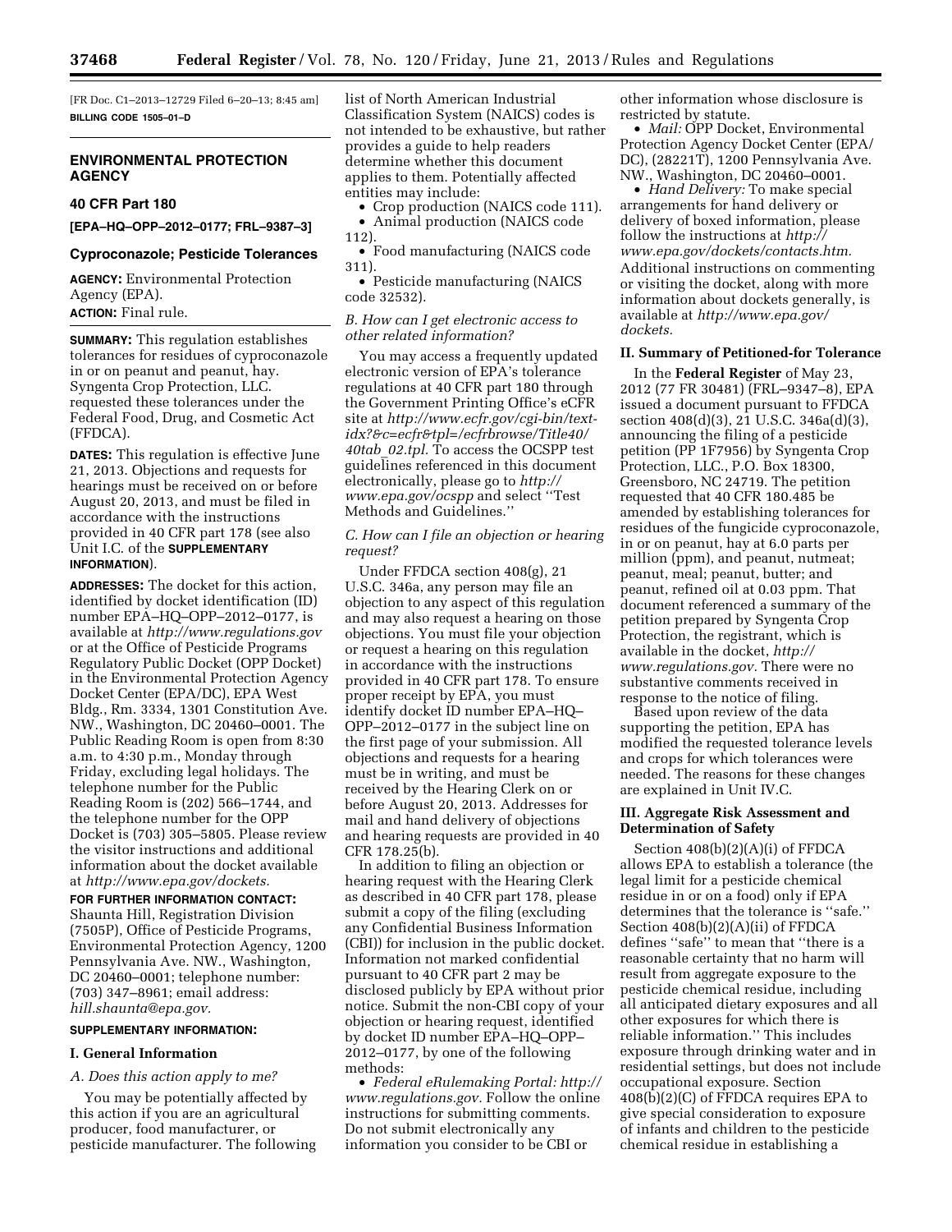[FR Doc. C1–2013–12729 Filed 6–20–13; 8:45 am]

**BILLING CODE 1505–01–D**

## ENVIRONMENTAL PROTECTION AGENCY

### 40 CFR Part 180

**[EPA–HQ–OPP–2012–0177; FRL–9387–3]**

### Cyproconazole; Pesticide Tolerances

**AGENCY:** Environmental Protection Agency (EPA).

**ACTION:** Final rule.

**SUMMARY:** This regulation establishes tolerances for residues of cyproconazole in or on peanut and peanut, hay. Syngenta Crop Protection, LLC. requested these tolerances under the Federal Food, Drug, and Cosmetic Act (FFDCA).

**DATES:** This regulation is effective June 21, 2013. Objections and requests for hearings must be received on or before August 20, 2013, and must be filed in accordance with the instructions provided in 40 CFR part 178 (see also Unit I.C. of the **SUPPLEMENTARY INFORMATION**).

**ADDRESSES:** The docket for this action, identified by docket identification (ID) number EPA–HQ–OPP–2012–0177, is available at *http://www.regulations.gov* or at the Office of Pesticide Programs Regulatory Public Docket (OPP Docket) in the Environmental Protection Agency Docket Center (EPA/DC), EPA West Bldg., Rm. 3334, 1301 Constitution Ave. NW., Washington, DC 20460–0001. The Public Reading Room is open from 8:30 a.m. to 4:30 p.m., Monday through Friday, excluding legal holidays. The telephone number for the Public Reading Room is (202) 566–1744, and the telephone number for the OPP Docket is (703) 305–5805. Please review the visitor instructions and additional information about the docket available at *http://www.epa.gov/dockets.*

**FOR FURTHER INFORMATION CONTACT:** Shaunta Hill, Registration Division (7505P), Office of Pesticide Programs, Environmental Protection Agency, 1200 Pennsylvania Ave. NW., Washington, DC 20460–0001; telephone number: (703) 347–8961; email address: *hill.shaunta@epa.gov.*

**SUPPLEMENTARY INFORMATION:**

## I. General Information

### *A. Does this action apply to me?*

You may be potentially affected by this action if you are an agricultural producer, food manufacturer, or pesticide manufacturer. The following list of North American Industrial Classification System (NAICS) codes is not intended to be exhaustive, but rather provides a guide to help readers determine whether this document applies to them. Potentially affected entities may include:

- Crop production (NAICS code 111).
- Animal production (NAICS code 112).
- Food manufacturing (NAICS code 311).
- Pesticide manufacturing (NAICS code 32532).

### *B. How can I get electronic access to other related information?*

You may access a frequently updated electronic version of EPA's tolerance regulations at 40 CFR part 180 through the Government Printing Office's eCFR site at *http://www.ecfr.gov/cgi-bin/text-idx?&c=ecfr&tpl=/ecfrbrowse/Title40/40tab_02.tpl.* To access the OCSPP test guidelines referenced in this document electronically, please go to *http://www.epa.gov/ocspp* and select "Test Methods and Guidelines."

### *C. How can I file an objection or hearing request?*

Under FFDCA section 408(g), 21 U.S.C. 346a, any person may file an objection to any aspect of this regulation and may also request a hearing on those objections. You must file your objection or request a hearing on this regulation in accordance with the instructions provided in 40 CFR part 178. To ensure proper receipt by EPA, you must identify docket ID number EPA–HQ–OPP–2012–0177 in the subject line on the first page of your submission. All objections and requests for a hearing must be in writing, and must be received by the Hearing Clerk on or before August 20, 2013. Addresses for mail and hand delivery of objections and hearing requests are provided in 40 CFR 178.25(b).

In addition to filing an objection or hearing request with the Hearing Clerk as described in 40 CFR part 178, please submit a copy of the filing (excluding any Confidential Business Information (CBI)) for inclusion in the public docket. Information not marked confidential pursuant to 40 CFR part 2 may be disclosed publicly by EPA without prior notice. Submit the non-CBI copy of your objection or hearing request, identified by docket ID number EPA–HQ–OPP–2012–0177, by one of the following methods:

- *Federal eRulemaking Portal: http://www.regulations.gov.* Follow the online instructions for submitting comments. Do not submit electronically any information you consider to be CBI or other information whose disclosure is restricted by statute.
- *Mail:* OPP Docket, Environmental Protection Agency Docket Center (EPA/DC), (28221T), 1200 Pennsylvania Ave. NW., Washington, DC 20460–0001.
- *Hand Delivery:* To make special arrangements for hand delivery or delivery of boxed information, please follow the instructions at *http://www.epa.gov/dockets/contacts.htm.* Additional instructions on commenting or visiting the docket, along with more information about dockets generally, is available at *http://www.epa.gov/dockets.*

## II. Summary of Petitioned-for Tolerance

In the **Federal Register** of May 23, 2012 (77 FR 30481) (FRL–9347–8), EPA issued a document pursuant to FFDCA section 408(d)(3), 21 U.S.C. 346a(d)(3), announcing the filing of a pesticide petition (PP 1F7956) by Syngenta Crop Protection, LLC., P.O. Box 18300, Greensboro, NC 24719. The petition requested that 40 CFR 180.485 be amended by establishing tolerances for residues of the fungicide cyproconazole, in or on peanut, hay at 6.0 parts per million (ppm), and peanut, nutmeat; peanut, meal; peanut, butter; and peanut, refined oil at 0.03 ppm. That document referenced a summary of the petition prepared by Syngenta Crop Protection, the registrant, which is available in the docket, *http://www.regulations.gov.* There were no substantive comments received in response to the notice of filing.

Based upon review of the data supporting the petition, EPA has modified the requested tolerance levels and crops for which tolerances were needed. The reasons for these changes are explained in Unit IV.C.

## III. Aggregate Risk Assessment and Determination of Safety

Section 408(b)(2)(A)(i) of FFDCA allows EPA to establish a tolerance (the legal limit for a pesticide chemical residue in or on a food) only if EPA determines that the tolerance is "safe." Section 408(b)(2)(A)(ii) of FFDCA defines "safe" to mean that "there is a reasonable certainty that no harm will result from aggregate exposure to the pesticide chemical residue, including all anticipated dietary exposures and all other exposures for which there is reliable information." This includes exposure through drinking water and in residential settings, but does not include occupational exposure. Section 408(b)(2)(C) of FFDCA requires EPA to give special consideration to exposure of infants and children to the pesticide chemical residue in establishing a